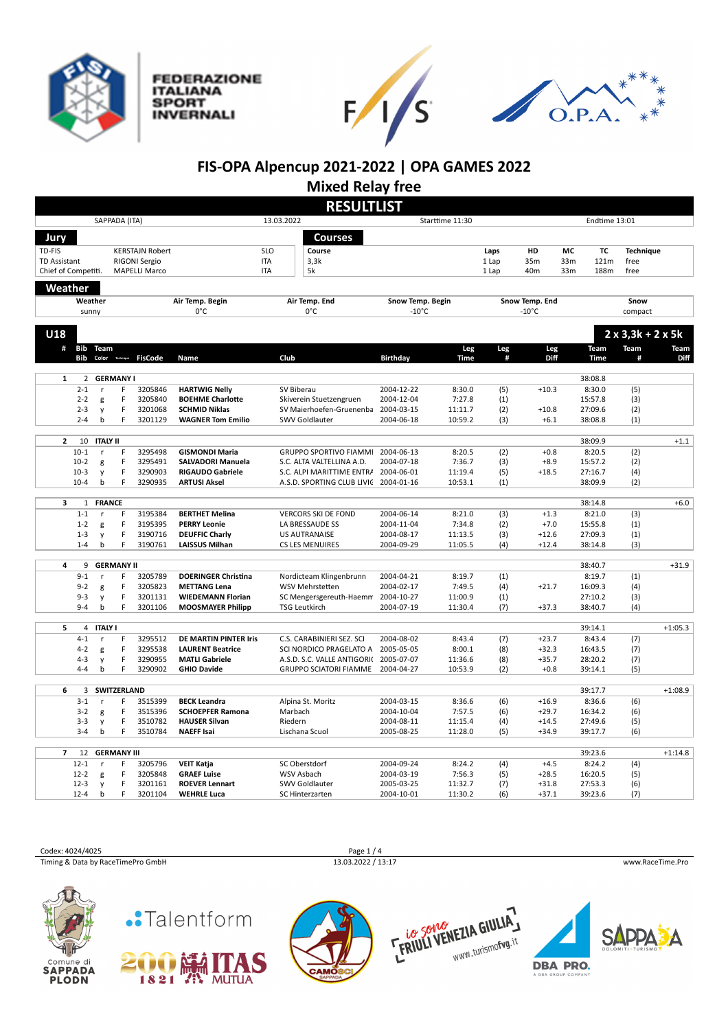# FIS-OPA Alpencup 2021-2022 | OPA GAMES 2022

## Mixed Relay free

## RESULTLIST

SAPPADA (ITA) | 13.03.2022 | Starttime 11:30 | Endtime 13:01

### Jury

| Role | Name | Nation |
|---|---|---|
| TD-FIS | KERSTAJN Robert | SLO |
| TD Assistant | RIGONI Sergio | ITA |
| Chief of Competiti. | MAPELLI Marco | ITA |

### Courses

| Course | Laps | HD | MC | TC | Technique |
|---|---|---|---|---|---|
| 3,3k | 1 Lap | 35m | 33m | 121m | free |
| 5k | 1 Lap | 40m | 33m | 188m | free |

### Weather

| Weather | Air Temp. Begin | Air Temp. End | Snow Temp. Begin | Snow Temp. End | Snow |
|---|---|---|---|---|---|
| sunny | 0°C | 0°C | -10°C | -10°C | compact |

### U18 — 2 x 3,3k + 2 x 5k

| # | Bib | Team / Color | Technique | FisCode | Name | Club | Birthday | Leg Time | Leg # | Leg Diff | Team Time | Team # | Team Diff |
|---|---|---|---|---|---|---|---|---|---|---|---|---|---|
| 1 | 2 | GERMANY I | | | | | | | | | 38:08.8 | | |
| | 2-1 | r | F | 3205846 | HARTWIG Nelly | SV Biberau | 2004-12-22 | 8:30.0 | (5) | +10.3 | 8:30.0 | (5) | |
| | 2-2 | g | F | 3205840 | BOEHME Charlotte | Skiverein Stuetzengruen | 2004-12-04 | 7:27.8 | (1) | | 15:57.8 | (3) | |
| | 2-3 | y | F | 3201068 | SCHMID Niklas | SV Maierhofen-Gruenenba | 2004-03-15 | 11:11.7 | (2) | +10.8 | 27:09.6 | (2) | |
| | 2-4 | b | F | 3201129 | WAGNER Tom Emilio | SWV Goldlauter | 2004-06-18 | 10:59.2 | (3) | +6.1 | 38:08.8 | (1) | |
| 2 | 10 | ITALY II | | | | | | | | | 38:09.9 | | +1.1 |
| | 10-1 | r | F | 3295498 | GISMONDI Maria | GRUPPO SPORTIVO FIAMMI | 2004-06-13 | 8:20.5 | (2) | +0.8 | 8:20.5 | (2) | |
| | 10-2 | g | F | 3295491 | SALVADORI Manuela | S.C. ALTA VALTELLINA A.D. | 2004-07-18 | 7:36.7 | (3) | +8.9 | 15:57.2 | (2) | |
| | 10-3 | y | F | 3290903 | RIGAUDO Gabriele | S.C. ALPI MARITTIME ENTRA | 2004-06-01 | 11:19.4 | (5) | +18.5 | 27:16.7 | (4) | |
| | 10-4 | b | F | 3290935 | ARTUSI Aksel | A.S.D. SPORTING CLUB LIVIG | 2004-01-16 | 10:53.1 | (1) | | 38:09.9 | (2) | |
| 3 | 1 | FRANCE | | | | | | | | | 38:14.8 | | +6.0 |
| | 1-1 | r | F | 3195384 | BERTHET Melina | VERCORS SKI DE FOND | 2004-06-14 | 8:21.0 | (3) | +1.3 | 8:21.0 | (3) | |
| | 1-2 | g | F | 3195395 | PERRY Leonie | LA BRESSAUDE SS | 2004-11-04 | 7:34.8 | (2) | +7.0 | 15:55.8 | (1) | |
| | 1-3 | y | F | 3190716 | DEUFFIC Charly | US AUTRANAISE | 2004-08-17 | 11:13.5 | (3) | +12.6 | 27:09.3 | (1) | |
| | 1-4 | b | F | 3190761 | LAISSUS Milhan | CS LES MENUIRES | 2004-09-29 | 11:05.5 | (4) | +12.4 | 38:14.8 | (3) | |
| 4 | 9 | GERMANY II | | | | | | | | | 38:40.7 | | +31.9 |
| | 9-1 | r | F | 3205789 | DOERINGER Christina | Nordicteam Klingenbrunn | 2004-04-21 | 8:19.7 | (1) | | 8:19.7 | (1) | |
| | 9-2 | g | F | 3205823 | METTANG Lena | WSV Mehrstetten | 2004-02-17 | 7:49.5 | (4) | +21.7 | 16:09.3 | (4) | |
| | 9-3 | y | F | 3201131 | WIEDEMANN Florian | SC Mengersgereuth-Haemm | 2004-10-27 | 11:00.9 | (1) | | 27:10.2 | (3) | |
| | 9-4 | b | F | 3201106 | MOOSMAYER Philipp | TSG Leutkirch | 2004-07-19 | 11:30.4 | (7) | +37.3 | 38:40.7 | (4) | |
| 5 | 4 | ITALY I | | | | | | | | | 39:14.1 | | +1:05.3 |
| | 4-1 | r | F | 3295512 | DE MARTIN PINTER Iris | C.S. CARABINIERI SEZ. SCI | 2004-08-02 | 8:43.4 | (7) | +23.7 | 8:43.4 | (7) | |
| | 4-2 | g | F | 3295538 | LAURENT Beatrice | SCI NORDICO PRAGELATO A | 2005-05-05 | 8:00.1 | (8) | +32.3 | 16:43.5 | (7) | |
| | 4-3 | y | F | 3290955 | MATLI Gabriele | A.S.D. S.C. VALLE ANTIGORI | 2005-07-07 | 11:36.6 | (8) | +35.7 | 28:20.2 | (7) | |
| | 4-4 | b | F | 3290902 | GHIO Davide | GRUPPO SCIATORI FIAMME | 2004-04-27 | 10:53.9 | (2) | +0.8 | 39:14.1 | (5) | |
| 6 | 3 | SWITZERLAND | | | | | | | | | 39:17.7 | | +1:08.9 |
| | 3-1 | r | F | 3515399 | BECK Leandra | Alpina St. Moritz | 2004-03-15 | 8:36.6 | (6) | +16.9 | 8:36.6 | (6) | |
| | 3-2 | g | F | 3515396 | SCHOEPFER Ramona | Marbach | 2004-10-04 | 7:57.5 | (6) | +29.7 | 16:34.2 | (6) | |
| | 3-3 | y | F | 3510782 | HAUSER Silvan | Riedern | 2004-08-11 | 11:15.4 | (4) | +14.5 | 27:49.6 | (5) | |
| | 3-4 | b | F | 3510784 | NAEFF Isai | Lischana Scuol | 2005-08-25 | 11:28.0 | (5) | +34.9 | 39:17.7 | (6) | |
| 7 | 12 | GERMANY III | | | | | | | | | 39:23.6 | | +1:14.8 |
| | 12-1 | r | F | 3205796 | VEIT Katja | SC Oberstdorf | 2004-09-24 | 8:24.2 | (4) | +4.5 | 8:24.2 | (4) | |
| | 12-2 | g | F | 3205848 | GRAEF Luise | WSV Asbach | 2004-03-19 | 7:56.3 | (5) | +28.5 | 16:20.5 | (5) | |
| | 12-3 | y | F | 3201161 | ROEVER Lennart | SWV Goldlauter | 2005-03-25 | 11:32.7 | (7) | +31.8 | 27:53.3 | (6) | |
| | 12-4 | b | F | 3201104 | WEHRLE Luca | SC Hinterzarten | 2004-10-01 | 11:30.2 | (6) | +37.1 | 39:23.6 | (7) | |

Codex: 4024/4025

Timing & Data by RaceTimePro GmbH — 13.03.2022 / 13:17 — www.RaceTime.Pro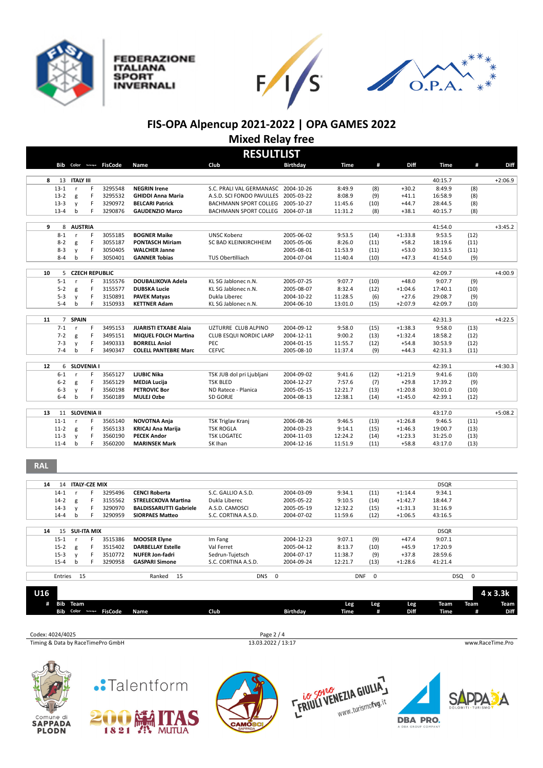# FIS-OPA Alpencup 2021-2022 | OPA GAMES 2022

## Mixed Relay free

### RESULTLIST

| # | Bib | Color | Technique | FisCode | Name | Club | Birthday | Time | # | Diff | Time | # | Diff |
|---|---|---|---|---|---|---|---|---|---|---|---|---|---|
| 8 | 13 | ITALY III | | | | | | | | | 40:15.7 | | +2:06.9 |
| | 13-1 | r | F | 3295548 | **NEGRIN Irene** | S.C. PRALI VAL GERMANASC | 2004-10-26 | 8:49.9 | (8) | +30.2 | 8:49.9 | (8) | |
| | 13-2 | g | F | 3295532 | **GHIDDI Anna Maria** | A.S.D. SCI FONDO PAVULLES | 2005-03-22 | 8:08.9 | (9) | +41.1 | 16:58.9 | (8) | |
| | 13-3 | y | F | 3290972 | **BELCARI Patrick** | BACHMANN SPORT COLLEG | 2005-10-27 | 11:45.6 | (10) | +44.7 | 28:44.5 | (8) | |
| | 13-4 | b | F | 3290876 | **GAUDENZIO Marco** | BACHMANN SPORT COLLEG | 2004-07-18 | 11:31.2 | (8) | +38.1 | 40:15.7 | (8) | |
| 9 | 8 | AUSTRIA | | | | | | | | | 41:54.0 | | +3:45.2 |
| | 8-1 | r | F | 3055185 | **BOGNER Maike** | UNSC Kobenz | 2005-06-02 | 9:53.5 | (14) | +1:33.8 | 9:53.5 | (12) | |
| | 8-2 | g | F | 3055187 | **PONTASCH Miriam** | SC BAD KLEINKIRCHHEIM | 2005-05-06 | 8:26.0 | (11) | +58.2 | 18:19.6 | (11) | |
| | 8-3 | y | F | 3050405 | **WALCHER Janne** | | 2005-08-01 | 11:53.9 | (11) | +53.0 | 30:13.5 | (11) | |
| | 8-4 | b | F | 3050401 | **GANNER Tobias** | TUS Obertilliach | 2004-07-04 | 11:40.4 | (10) | +47.3 | 41:54.0 | (9) | |
| 10 | 5 | CZECH REPUBLIC | | | | | | | | | 42:09.7 | | +4:00.9 |
| | 5-1 | r | F | 3155576 | **DOUBALIKOVA Adela** | KL SG Jablonec n.N. | 2005-07-25 | 9:07.7 | (10) | +48.0 | 9:07.7 | (9) | |
| | 5-2 | g | F | 3155577 | **DUBSKA Lucie** | KL SG Jablonec n.N. | 2005-08-07 | 8:32.4 | (12) | +1:04.6 | 17:40.1 | (10) | |
| | 5-3 | y | F | 3150891 | **PAVEK Matyas** | Dukla Liberec | 2004-10-22 | 11:28.5 | (6) | +27.6 | 29:08.7 | (9) | |
| | 5-4 | b | F | 3150933 | **KETTNER Adam** | KL SG Jablonec n.N. | 2004-06-10 | 13:01.0 | (15) | +2:07.9 | 42:09.7 | (10) | |
| 11 | 7 | SPAIN | | | | | | | | | 42:31.3 | | +4:22.5 |
| | 7-1 | r | F | 3495153 | **JUARISTI ETXABE Alaia** | UZTURRE CLUB ALPINO | 2004-09-12 | 9:58.0 | (15) | +1:38.3 | 9:58.0 | (13) | |
| | 7-2 | g | F | 3495151 | **MIQUEL FOLCH Martina** | CLUB ESQUI NORDIC LARP | 2004-12-11 | 9:00.2 | (13) | +1:32.4 | 18:58.2 | (12) | |
| | 7-3 | y | F | 3490333 | **BORRELL Aniol** | PEC | 2004-01-15 | 11:55.7 | (12) | +54.8 | 30:53.9 | (12) | |
| | 7-4 | b | F | 3490347 | **COLELL PANTEBRE Marc** | CEFVC | 2005-08-10 | 11:37.4 | (9) | +44.3 | 42:31.3 | (11) | |
| 12 | 6 | SLOVENIA I | | | | | | | | | 42:39.1 | | +4:30.3 |
| | 6-1 | r | F | 3565127 | **LJUBIC Nika** | TSK JUB dol pri Ljubljani | 2004-09-02 | 9:41.6 | (12) | +1:21.9 | 9:41.6 | (10) | |
| | 6-2 | g | F | 3565129 | **MEDJA Lucija** | TSK BLED | 2004-12-27 | 7:57.6 | (7) | +29.8 | 17:39.2 | (9) | |
| | 6-3 | y | F | 3560198 | **PETROVIC Bor** | ND Ratece - Planica | 2005-05-15 | 12:21.7 | (13) | +1:20.8 | 30:01.0 | (10) | |
| | 6-4 | b | F | 3560189 | **MULEJ Ozbe** | SD GORJE | 2004-08-13 | 12:38.1 | (14) | +1:45.0 | 42:39.1 | (12) | |
| 13 | 11 | SLOVENIA II | | | | | | | | | 43:17.0 | | +5:08.2 |
| | 11-1 | r | F | 3565140 | **NOVOTNA Anja** | TSK Triglav Kranj | 2006-08-26 | 9:46.5 | (13) | +1:26.8 | 9:46.5 | (11) | |
| | 11-2 | g | F | 3565133 | **KRICAJ Ana Marija** | TSK ROGLA | 2004-03-23 | 9:14.1 | (15) | +1:46.3 | 19:00.7 | (13) | |
| | 11-3 | y | F | 3560190 | **PECEK Andor** | TSK LOGATEC | 2004-11-03 | 12:24.2 | (14) | +1:23.3 | 31:25.0 | (13) | |
| | 11-4 | b | F | 3560200 | **MARINSEK Mark** | SK Ihan | 2004-12-16 | 11:51.9 | (11) | +58.8 | 43:17.0 | (13) | |

### RAL

| # | Bib | Color | Technique | FisCode | Name | Club | Birthday | Time | # | Diff | Time | # | Diff |
|---|---|---|---|---|---|---|---|---|---|---|---|---|---|
| 14 | 14 | ITALY-CZE MIX | | | | | | | | | DSQR | | |
| | 14-1 | r | F | 3295496 | **CENCI Roberta** | S.C. GALLIO A.S.D. | 2004-03-09 | 9:34.1 | (11) | +1:14.4 | 9:34.1 | | |
| | 14-2 | g | F | 3155562 | **STRELECKOVA Martina** | Dukla Liberec | 2005-05-22 | 9:10.5 | (14) | +1:42.7 | 18:44.7 | | |
| | 14-3 | y | F | 3290970 | **BALDISSARUTTI Gabriele** | A.S.D. CAMOSCI | 2005-05-19 | 12:32.2 | (15) | +1:31.3 | 31:16.9 | | |
| | 14-4 | b | F | 3290959 | **SIORPAES Matteo** | S.C. CORTINA A.S.D. | 2004-07-02 | 11:59.6 | (12) | +1:06.5 | 43:16.5 | | |
| 14 | 15 | SUI-ITA MIX | | | | | | | | | DSQR | | |
| | 15-1 | r | F | 3515386 | **MOOSER Elyne** | Im Fang | 2004-12-23 | 9:07.1 | (9) | +47.4 | 9:07.1 | | |
| | 15-2 | g | F | 3515402 | **DARBELLAY Estelle** | Val Ferret | 2005-04-12 | 8:13.7 | (10) | +45.9 | 17:20.9 | | |
| | 15-3 | y | F | 3510772 | **NUFER Jon-fadri** | Sedrun-Tujetsch | 2004-07-17 | 11:38.7 | (9) | +37.8 | 28:59.6 | | |
| | 15-4 | b | F | 3290958 | **GASPARI Simone** | S.C. CORTINA A.S.D. | 2004-09-24 | 12:21.7 | (13) | +1:28.6 | 41:21.4 | | |

Entries 15 | Ranked 15 | DNS 0 | DNF 0 | DSQ 0

### U16 — 4 x 3.3k

| # | Bib | Team | | | | | | Leg | Leg | Leg | Team | Team | Team |
|---|---|---|---|---|---|---|---|---|---|---|---|---|---|
| | Bib | Color | Technique | FisCode | Name | Club | Birthday | Time | # | Diff | Time | # | Diff |

Codex: 4024/4025

Timing & Data by RaceTimePro GmbH — 13.03.2022 / 13:17 — www.RaceTime.Pro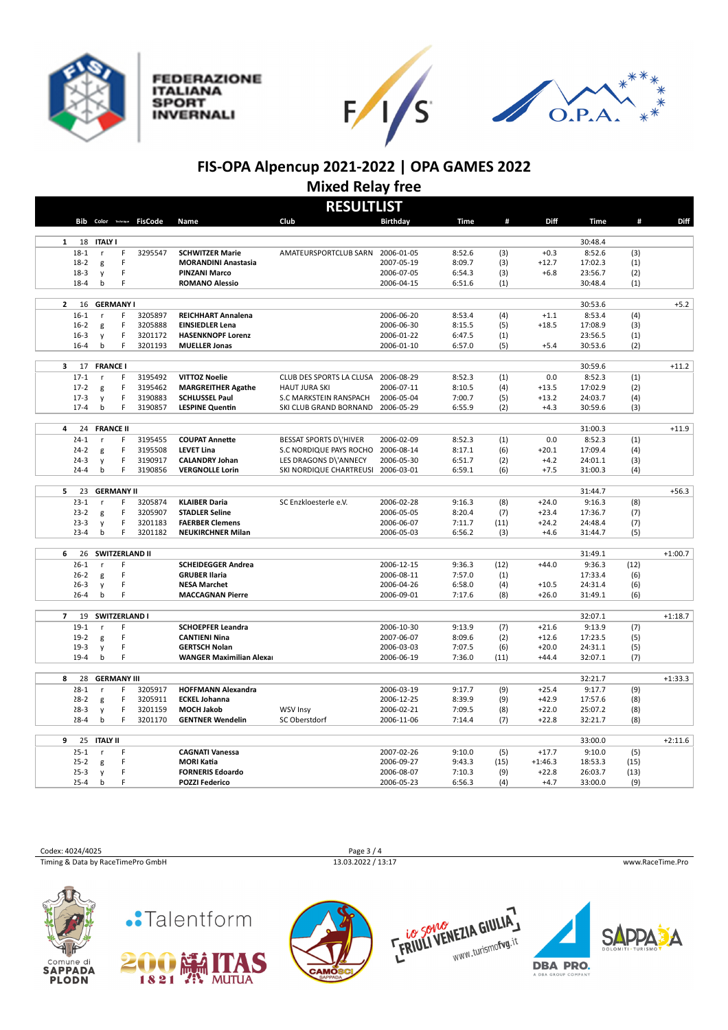# FIS-OPA Alpencup 2021-2022 | OPA GAMES 2022

## Mixed Relay free

### RESULTLIST

| | Bib | Color | Technique | FisCode | Name | Club | Birthday | Time | # | Diff | Time | # | Diff |
|---|---|---|---|---|---|---|---|---|---|---|---|---|---|
| **1** | 18 | **ITALY I** | | | | | | | | | 30:48.4 | | |
| | 18-1 | r | F | 3295547 | **SCHWITZER Marie** | AMATEURSPORTCLUB SARN | 2006-01-05 | 8:52.6 | (3) | +0.3 | 8:52.6 | (3) | |
| | 18-2 | g | F | | **MORANDINI Anastasia** | | 2007-05-19 | 8:09.7 | (3) | +12.7 | 17:02.3 | (1) | |
| | 18-3 | y | F | | **PINZANI Marco** | | 2006-07-05 | 6:54.3 | (3) | +6.8 | 23:56.7 | (2) | |
| | 18-4 | b | F | | **ROMANO Alessio** | | 2006-04-15 | 6:51.6 | (1) | | 30:48.4 | (1) | |
| **2** | 16 | **GERMANY I** | | | | | | | | | 30:53.6 | | +5.2 |
| | 16-1 | r | F | 3205897 | **REICHHART Annalena** | | 2006-06-20 | 8:53.4 | (4) | +1.1 | 8:53.4 | (4) | |
| | 16-2 | g | F | 3205888 | **EINSIEDLER Lena** | | 2006-06-30 | 8:15.5 | (5) | +18.5 | 17:08.9 | (3) | |
| | 16-3 | y | F | 3201172 | **HASENKNOPF Lorenz** | | 2006-01-22 | 6:47.5 | (1) | | 23:56.5 | (1) | |
| | 16-4 | b | F | 3201193 | **MUELLER Jonas** | | 2006-01-10 | 6:57.0 | (5) | +5.4 | 30:53.6 | (2) | |
| **3** | 17 | **FRANCE I** | | | | | | | | | 30:59.6 | | +11.2 |
| | 17-1 | r | F | 3195492 | **VITTOZ Noelie** | CLUB DES SPORTS LA CLUSA | 2006-08-29 | 8:52.3 | (1) | 0.0 | 8:52.3 | (1) | |
| | 17-2 | g | F | 3195462 | **MARGREITHER Agathe** | HAUT JURA SKI | 2006-07-11 | 8:10.5 | (4) | +13.5 | 17:02.9 | (2) | |
| | 17-3 | y | F | 3190883 | **SCHLUSSEL Paul** | S.C MARKSTEIN RANSPACH | 2006-05-04 | 7:00.7 | (5) | +13.2 | 24:03.7 | (4) | |
| | 17-4 | b | F | 3190857 | **LESPINE Quentin** | SKI CLUB GRAND BORNAND | 2006-05-29 | 6:55.9 | (2) | +4.3 | 30:59.6 | (3) | |
| **4** | 24 | **FRANCE II** | | | | | | | | | 31:00.3 | | +11.9 |
| | 24-1 | r | F | 3195455 | **COUPAT Annette** | BESSAT SPORTS D\'HIVER | 2006-02-09 | 8:52.3 | (1) | 0.0 | 8:52.3 | (1) | |
| | 24-2 | g | F | 3195508 | **LEVET Lina** | S.C NORDIQUE PAYS ROCHO | 2006-08-14 | 8:17.1 | (6) | +20.1 | 17:09.4 | (4) | |
| | 24-3 | y | F | 3190917 | **CALANDRY Johan** | LES DRAGONS D\'ANNECY | 2006-05-30 | 6:51.7 | (2) | +4.2 | 24:01.1 | (3) | |
| | 24-4 | b | F | 3190856 | **VERGNOLLE Lorin** | SKI NORDIQUE CHARTREUSI | 2006-03-01 | 6:59.1 | (6) | +7.5 | 31:00.3 | (4) | |
| **5** | 23 | **GERMANY II** | | | | | | | | | 31:44.7 | | +56.3 |
| | 23-1 | r | F | 3205874 | **KLAIBER Daria** | SC Enzkloesterle e.V. | 2006-02-28 | 9:16.3 | (8) | +24.0 | 9:16.3 | (8) | |
| | 23-2 | g | F | 3205907 | **STADLER Seline** | | 2006-05-05 | 8:20.4 | (7) | +23.4 | 17:36.7 | (7) | |
| | 23-3 | y | F | 3201183 | **FAERBER Clemens** | | 2006-06-07 | 7:11.7 | (11) | +24.2 | 24:48.4 | (7) | |
| | 23-4 | b | F | 3201182 | **NEUKIRCHNER Milan** | | 2006-05-03 | 6:56.2 | (3) | +4.6 | 31:44.7 | (5) | |
| **6** | 26 | **SWITZERLAND II** | | | | | | | | | 31:49.1 | | +1:00.7 |
| | 26-1 | r | F | | **SCHEIDEGGER Andrea** | | 2006-12-15 | 9:36.3 | (12) | +44.0 | 9:36.3 | (12) | |
| | 26-2 | g | F | | **GRUBER Ilaria** | | 2006-08-11 | 7:57.0 | (1) | | 17:33.4 | (6) | |
| | 26-3 | y | F | | **NESA Marchet** | | 2006-04-26 | 6:58.0 | (4) | +10.5 | 24:31.4 | (6) | |
| | 26-4 | b | F | | **MACCAGNAN Pierre** | | 2006-09-01 | 7:17.6 | (8) | +26.0 | 31:49.1 | (6) | |
| **7** | 19 | **SWITZERLAND I** | | | | | | | | | 32:07.1 | | +1:18.7 |
| | 19-1 | r | F | | **SCHOEPFER Leandra** | | 2006-10-30 | 9:13.9 | (7) | +21.6 | 9:13.9 | (7) | |
| | 19-2 | g | F | | **CANTIENI Nina** | | 2007-06-07 | 8:09.6 | (2) | +12.6 | 17:23.5 | (5) | |
| | 19-3 | y | F | | **GERTSCH Nolan** | | 2006-03-03 | 7:07.5 | (6) | +20.0 | 24:31.1 | (5) | |
| | 19-4 | b | F | | **WANGER Maximilian Alexa** | | 2006-06-19 | 7:36.0 | (11) | +44.4 | 32:07.1 | (7) | |
| **8** | 28 | **GERMANY III** | | | | | | | | | 32:21.7 | | +1:33.3 |
| | 28-1 | r | F | 3205917 | **HOFFMANN Alexandra** | | 2006-03-19 | 9:17.7 | (9) | +25.4 | 9:17.7 | (9) | |
| | 28-2 | g | F | 3205911 | **ECKEL Johanna** | | 2006-12-25 | 8:39.9 | (9) | +42.9 | 17:57.6 | (8) | |
| | 28-3 | y | F | 3201159 | **MOCH Jakob** | WSV Insy | 2006-02-21 | 7:09.5 | (8) | +22.0 | 25:07.2 | (8) | |
| | 28-4 | b | F | 3201170 | **GENTNER Wendelin** | SC Oberstdorf | 2006-11-06 | 7:14.4 | (7) | +22.8 | 32:21.7 | (8) | |
| **9** | 25 | **ITALY II** | | | | | | | | | 33:00.0 | | +2:11.6 |
| | 25-1 | r | F | | **CAGNATI Vanessa** | | 2007-02-26 | 9:10.0 | (5) | +17.7 | 9:10.0 | (5) | |
| | 25-2 | g | F | | **MORI Katia** | | 2006-09-27 | 9:43.3 | (15) | +1:46.3 | 18:53.3 | (15) | |
| | 25-3 | y | F | | **FORNERIS Edoardo** | | 2006-08-07 | 7:10.3 | (9) | +22.8 | 26:03.7 | (13) | |
| | 25-4 | b | F | | **POZZI Federico** | | 2006-05-23 | 6:56.3 | (4) | +4.7 | 33:00.0 | (9) | |

Codex: 4024/4025

Timing & Data by RaceTimePro GmbH

13.03.2022 / 13:17

www.RaceTime.Pro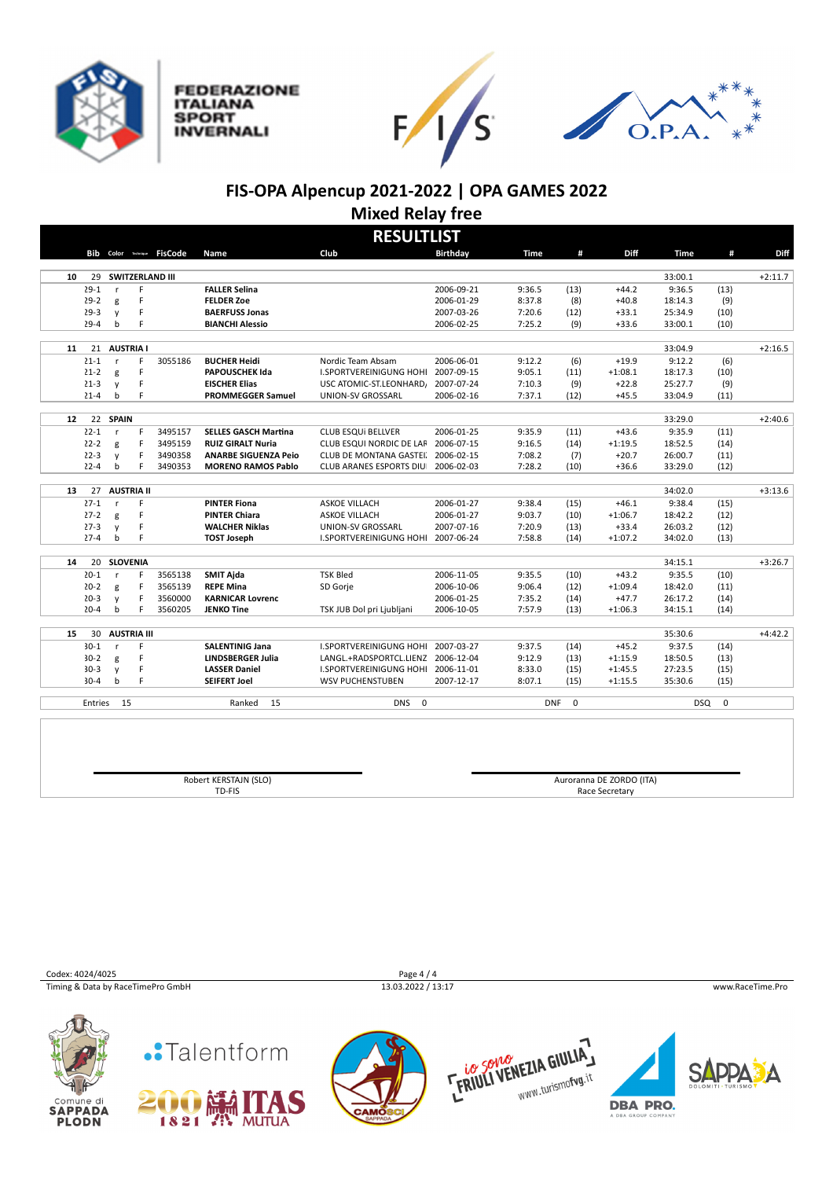# FIS-OPA Alpencup 2021-2022 | OPA GAMES 2022

## Mixed Relay free

### RESULTLIST

| | Bib | Color | Technique | FisCode | Name | Club | Birthday | Time | # | Diff | Time | # | Diff |
|---|---|---|---|---|---|---|---|---|---|---|---|---|---|
| 10 | 29 | | | | SWITZERLAND III | | | | | | 33:00.1 | | +2:11.7 |
| | 29-1 | r | F | | **FALLER Selina** | | 2006-09-21 | 9:36.5 | (13) | +44.2 | 9:36.5 | (13) | |
| | 29-2 | g | F | | **FELDER Zoe** | | 2006-01-29 | 8:37.8 | (8) | +40.8 | 18:14.3 | (9) | |
| | 29-3 | y | F | | **BAERFUSS Jonas** | | 2007-03-26 | 7:20.6 | (12) | +33.1 | 25:34.9 | (10) | |
| | 29-4 | b | F | | **BIANCHI Alessio** | | 2006-02-25 | 7:25.2 | (9) | +33.6 | 33:00.1 | (10) | |
| 11 | 21 | | | | AUSTRIA I | | | | | | 33:04.9 | | +2:16.5 |
| | 21-1 | r | F | 3055186 | **BUCHER Heidi** | Nordic Team Absam | 2006-06-01 | 9:12.2 | (6) | +19.9 | 9:12.2 | (6) | |
| | 21-2 | g | F | | **PAPOUSCHEK Ida** | I.SPORTVEREINIGUNG HOHI | 2007-09-15 | 9:05.1 | (11) | +1:08.1 | 18:17.3 | (10) | |
| | 21-3 | y | F | | **EISCHER Elias** | USC ATOMIC-ST.LEONHARD, | 2007-07-24 | 7:10.3 | (9) | +22.8 | 25:27.7 | (9) | |
| | 21-4 | b | F | | **PROMMEGGER Samuel** | UNION-SV GROSSARL | 2006-02-16 | 7:37.1 | (12) | +45.5 | 33:04.9 | (11) | |
| 12 | 22 | | | | SPAIN | | | | | | 33:29.0 | | +2:40.6 |
| | 22-1 | r | F | 3495157 | **SELLES GASCH Martina** | CLUB ESQUi BELLVER | 2006-01-25 | 9:35.9 | (11) | +43.6 | 9:35.9 | (11) | |
| | 22-2 | g | F | 3495159 | **RUIZ GIRALT Nuria** | CLUB ESQUI NORDIC DE LAF | 2006-07-15 | 9:16.5 | (14) | +1:19.5 | 18:52.5 | (14) | |
| | 22-3 | y | F | 3490358 | **ANARBE SIGUENZA Peio** | CLUB DE MONTANA GASTEI: | 2006-02-15 | 7:08.2 | (7) | +20.7 | 26:00.7 | (11) | |
| | 22-4 | b | F | 3490353 | **MORENO RAMOS Pablo** | CLUB ARANES ESPORTS DIU | 2006-02-03 | 7:28.2 | (10) | +36.6 | 33:29.0 | (12) | |
| 13 | 27 | | | | AUSTRIA II | | | | | | 34:02.0 | | +3:13.6 |
| | 27-1 | r | F | | **PINTER Fiona** | ASKOE VILLACH | 2006-01-27 | 9:38.4 | (15) | +46.1 | 9:38.4 | (15) | |
| | 27-2 | g | F | | **PINTER Chiara** | ASKOE VILLACH | 2006-01-27 | 9:03.7 | (10) | +1:06.7 | 18:42.2 | (12) | |
| | 27-3 | y | F | | **WALCHER Niklas** | UNION-SV GROSSARL | 2007-07-16 | 7:20.9 | (13) | +33.4 | 26:03.2 | (12) | |
| | 27-4 | b | F | | **TOST Joseph** | I.SPORTVEREINIGUNG HOHI | 2007-06-24 | 7:58.8 | (14) | +1:07.2 | 34:02.0 | (13) | |
| 14 | 20 | | | | SLOVENIA | | | | | | 34:15.1 | | +3:26.7 |
| | 20-1 | r | F | 3565138 | **SMIT Ajda** | TSK Bled | 2006-11-05 | 9:35.5 | (10) | +43.2 | 9:35.5 | (10) | |
| | 20-2 | g | F | 3565139 | **REPE Mina** | SD Gorje | 2006-10-06 | 9:06.4 | (12) | +1:09.4 | 18:42.0 | (11) | |
| | 20-3 | y | F | 3560000 | **KARNICAR Lovrenc** | | 2006-01-25 | 7:35.2 | (14) | +47.7 | 26:17.2 | (14) | |
| | 20-4 | b | F | 3560205 | **JENKO Tine** | TSK JUB Dol pri Ljubljani | 2006-10-05 | 7:57.9 | (13) | +1:06.3 | 34:15.1 | (14) | |
| 15 | 30 | | | | AUSTRIA III | | | | | | 35:30.6 | | +4:42.2 |
| | 30-1 | r | F | | **SALENTINIG Jana** | I.SPORTVEREINIGUNG HOHI | 2007-03-27 | 9:37.5 | (14) | +45.2 | 9:37.5 | (14) | |
| | 30-2 | g | F | | **LINDSBERGER Julia** | LANGL.+RADSPORTCL.LIENZ | 2006-12-04 | 9:12.9 | (13) | +1:15.9 | 18:50.5 | (13) | |
| | 30-3 | y | F | | **LASSER Daniel** | I.SPORTVEREINIGUNG HOHI | 2006-11-01 | 8:33.0 | (15) | +1:45.5 | 27:23.5 | (15) | |
| | 30-4 | b | F | | **SEIFERT Joel** | WSV PUCHENSTUBEN | 2007-12-17 | 8:07.1 | (15) | +1:15.5 | 35:30.6 | (15) | |

Entries 15 | Ranked 15 | DNS 0 | DNF 0 | DSQ 0

Robert KERSTAJN (SLO)
TD-FIS

Auroranna DE ZORDO (ITA)
Race Secretary

Codex: 4024/4025
Timing & Data by RaceTimePro GmbH
13.03.2022 / 13:17
www.RaceTime.Pro